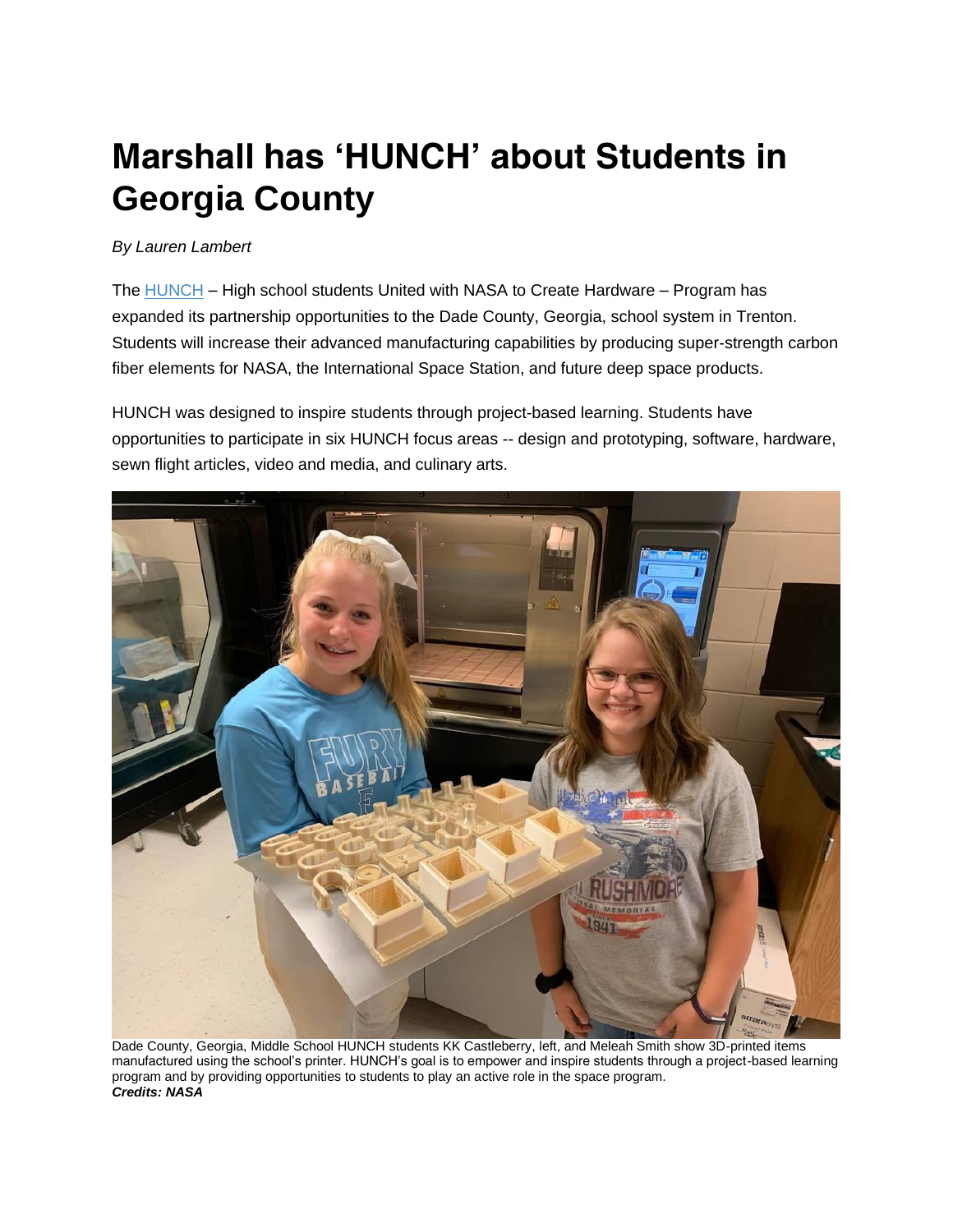# Marshall has 'HUNCH' about Students in Georgia County

*By Lauren Lambert*

The HUNCH – High school students United with NASA to Create Hardware – Program has expanded its partnership opportunities to the Dade County, Georgia, school system in Trenton. Students will increase their advanced manufacturing capabilities by producing super-strength carbon fiber elements for NASA, the International Space Station, and future deep space products.

HUNCH was designed to inspire students through project-based learning. Students have opportunities to participate in six HUNCH focus areas -- design and prototyping, software, hardware, sewn flight articles, video and media, and culinary arts.

Dade County, Georgia, Middle School HUNCH students KK Castleberry, left, and Meleah Smith show 3D-printed items manufactured using the school's printer. HUNCH's goal is to empower and inspire students through a project-based learning program and by providing opportunities to students to play an active role in the space program.
***Credits: NASA***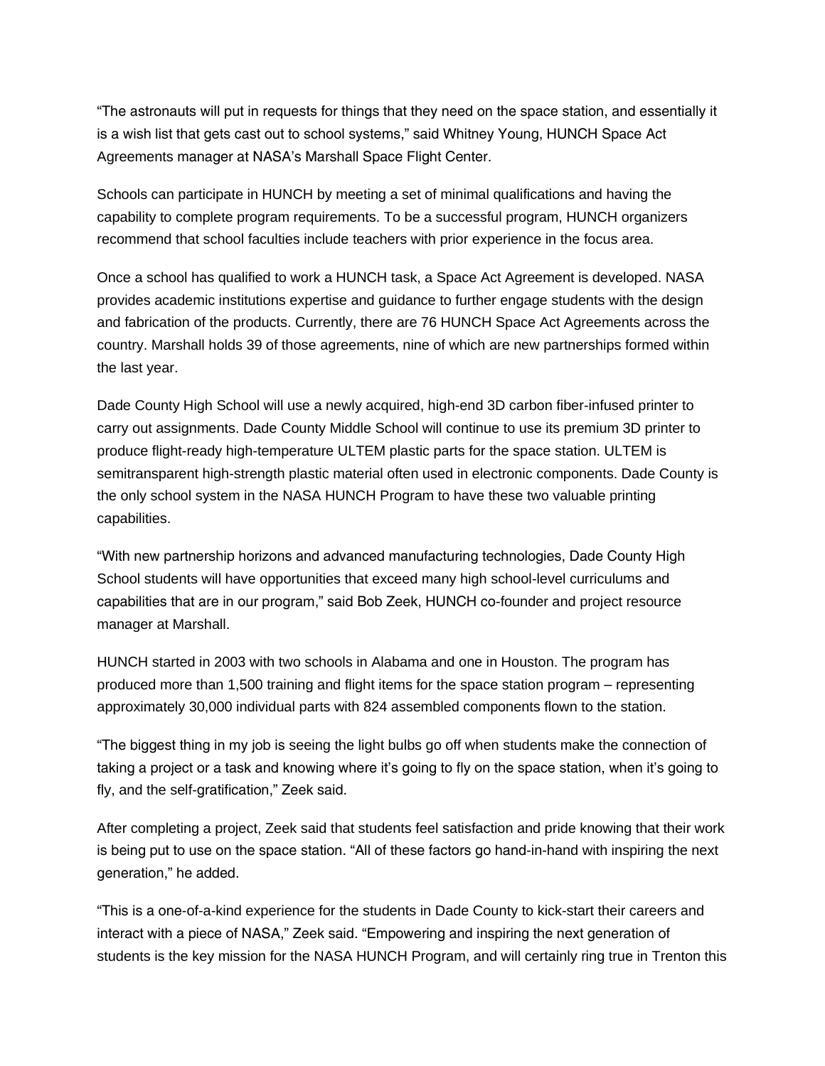"The astronauts will put in requests for things that they need on the space station, and essentially it is a wish list that gets cast out to school systems," said Whitney Young, HUNCH Space Act Agreements manager at NASA's Marshall Space Flight Center.

Schools can participate in HUNCH by meeting a set of minimal qualifications and having the capability to complete program requirements. To be a successful program, HUNCH organizers recommend that school faculties include teachers with prior experience in the focus area.

Once a school has qualified to work a HUNCH task, a Space Act Agreement is developed. NASA provides academic institutions expertise and guidance to further engage students with the design and fabrication of the products. Currently, there are 76 HUNCH Space Act Agreements across the country. Marshall holds 39 of those agreements, nine of which are new partnerships formed within the last year.

Dade County High School will use a newly acquired, high-end 3D carbon fiber-infused printer to carry out assignments. Dade County Middle School will continue to use its premium 3D printer to produce flight-ready high-temperature ULTEM plastic parts for the space station. ULTEM is semitransparent high-strength plastic material often used in electronic components. Dade County is the only school system in the NASA HUNCH Program to have these two valuable printing capabilities.

"With new partnership horizons and advanced manufacturing technologies, Dade County High School students will have opportunities that exceed many high school-level curriculums and capabilities that are in our program," said Bob Zeek, HUNCH co-founder and project resource manager at Marshall.

HUNCH started in 2003 with two schools in Alabama and one in Houston. The program has produced more than 1,500 training and flight items for the space station program – representing approximately 30,000 individual parts with 824 assembled components flown to the station.

"The biggest thing in my job is seeing the light bulbs go off when students make the connection of taking a project or a task and knowing where it's going to fly on the space station, when it's going to fly, and the self-gratification," Zeek said.

After completing a project, Zeek said that students feel satisfaction and pride knowing that their work is being put to use on the space station. "All of these factors go hand-in-hand with inspiring the next generation," he added.

"This is a one-of-a-kind experience for the students in Dade County to kick-start their careers and interact with a piece of NASA," Zeek said. "Empowering and inspiring the next generation of students is the key mission for the NASA HUNCH Program, and will certainly ring true in Trenton this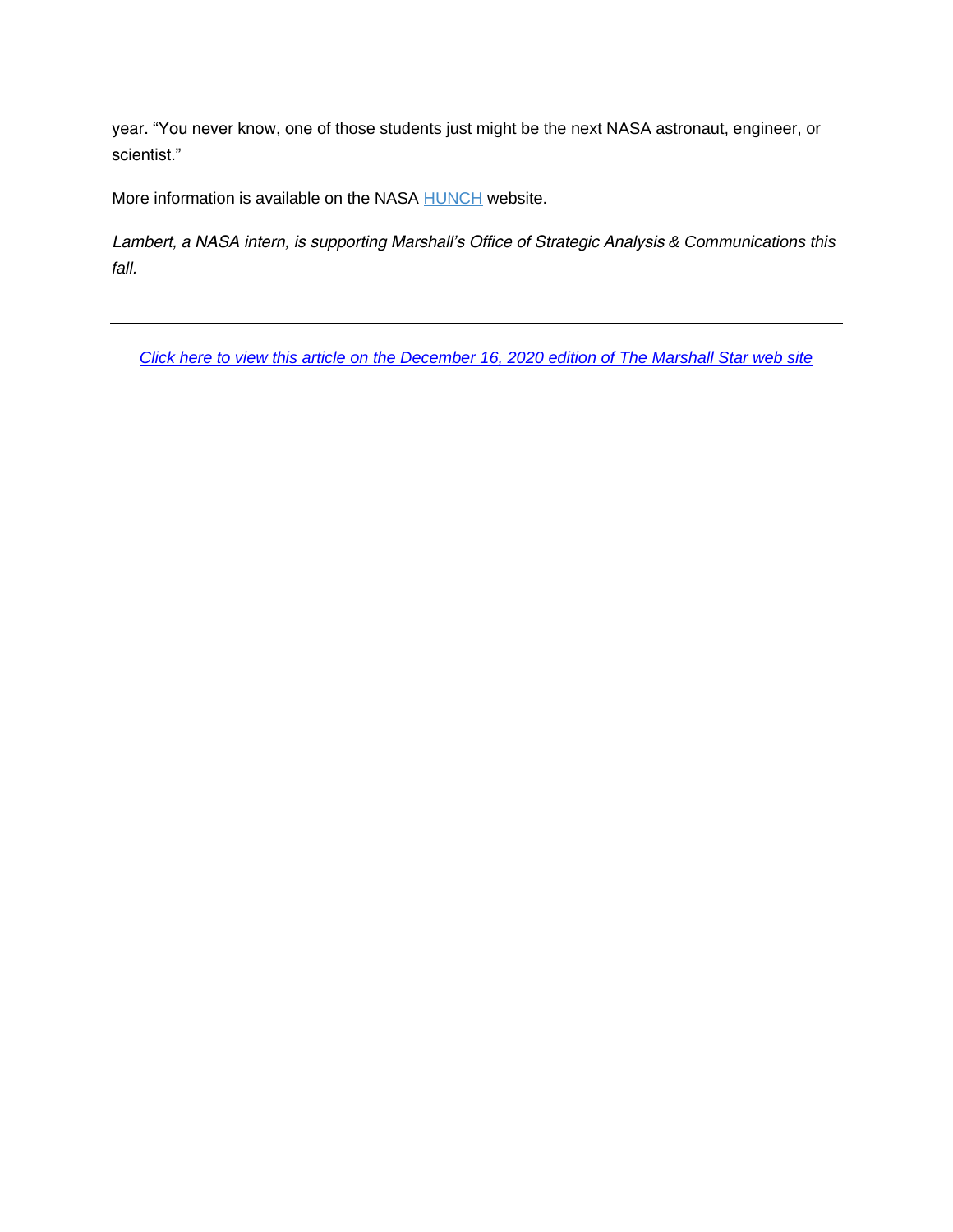year. "You never know, one of those students just might be the next NASA astronaut, engineer, or scientist."

More information is available on the NASA HUNCH website.

*Lambert, a NASA intern, is supporting Marshall's Office of Strategic Analysis & Communications this fall.*

---

*Click here to view this article on the December 16, 2020 edition of The Marshall Star web site*